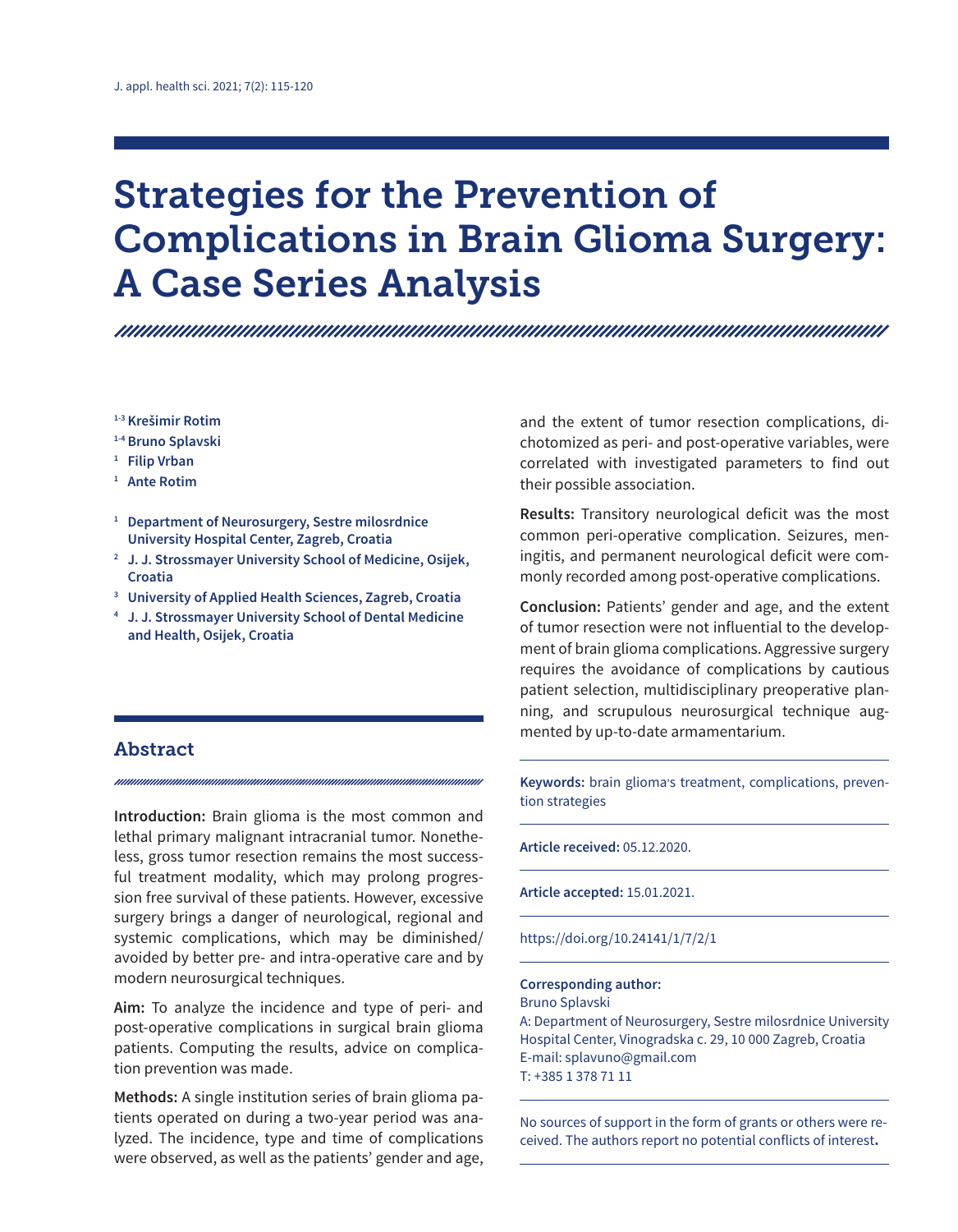# Strategies for the Prevention of Complications in Brain Glioma Surgery: A Case Series Analysis

[1-3] **Krešimir Rotim**
[1-4] **Bruno Splavski**
[1] **Filip Vrban**
[1] **Ante Rotim**

[1] **Department of Neurosurgery, Sestre milosrdnice University Hospital Center, Zagreb, Croatia**
[2] **J. J. Strossmayer University School of Medicine, Osijek, Croatia**
[3] **University of Applied Health Sciences, Zagreb, Croatia**
[4] **J. J. Strossmayer University School of Dental Medicine and Health, Osijek, Croatia**

## Abstract

**Introduction:** Brain glioma is the most common and lethal primary malignant intracranial tumor. Nonetheless, gross tumor resection remains the most successful treatment modality, which may prolong progression free survival of these patients. However, excessive surgery brings a danger of neurological, regional and systemic complications, which may be diminished/avoided by better pre- and intra-operative care and by modern neurosurgical techniques.

**Aim:** To analyze the incidence and type of peri- and post-operative complications in surgical brain glioma patients. Computing the results, advice on complication prevention was made.

**Methods:** A single institution series of brain glioma patients operated on during a two-year period was analyzed. The incidence, type and time of complications were observed, as well as the patients' gender and age, and the extent of tumor resection complications, dichotomized as peri- and post-operative variables, were correlated with investigated parameters to find out their possible association.

**Results:** Transitory neurological deficit was the most common peri-operative complication. Seizures, meningitis, and permanent neurological deficit were commonly recorded among post-operative complications.

**Conclusion:** Patients' gender and age, and the extent of tumor resection were not influential to the development of brain glioma complications. Aggressive surgery requires the avoidance of complications by cautious patient selection, multidisciplinary preoperative planning, and scrupulous neurosurgical technique augmented by up-to-date armamentarium.

**Keywords:** brain glioma's treatment, complications, prevention strategies

**Article received:** 05.12.2020.

**Article accepted:** 15.01.2021.

https://doi.org/10.24141/1/7/2/1

**Corresponding author:**
Bruno Splavski
A: Department of Neurosurgery, Sestre milosrdnice University Hospital Center, Vinogradska c. 29, 10 000 Zagreb, Croatia
E-mail: splavuno@gmail.com
T: +385 1 378 71 11

No sources of support in the form of grants or others were received. The authors report no potential conflicts of interest.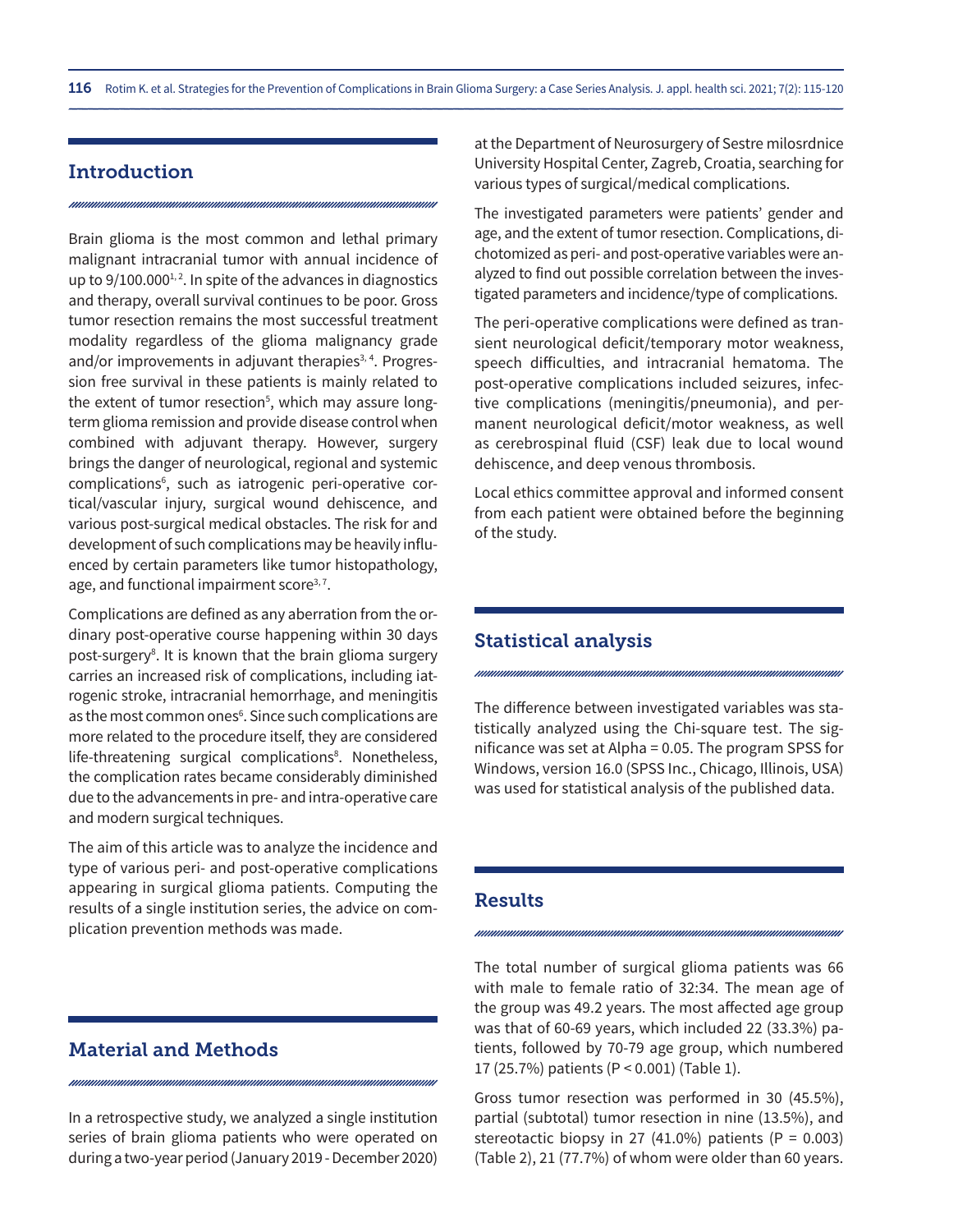## Introduction

Brain glioma is the most common and lethal primary malignant intracranial tumor with annual incidence of up to 9/100.000[1, 2]. In spite of the advances in diagnostics and therapy, overall survival continues to be poor. Gross tumor resection remains the most successful treatment modality regardless of the glioma malignancy grade and/or improvements in adjuvant therapies[3, 4]. Progression free survival in these patients is mainly related to the extent of tumor resection[5], which may assure long-term glioma remission and provide disease control when combined with adjuvant therapy. However, surgery brings the danger of neurological, regional and systemic complications[6], such as iatrogenic peri-operative cortical/vascular injury, surgical wound dehiscence, and various post-surgical medical obstacles. The risk for and development of such complications may be heavily influenced by certain parameters like tumor histopathology, age, and functional impairment score[3, 7].

Complications are defined as any aberration from the ordinary post-operative course happening within 30 days post-surgery[8]. It is known that the brain glioma surgery carries an increased risk of complications, including iatrogenic stroke, intracranial hemorrhage, and meningitis as the most common ones[6]. Since such complications are more related to the procedure itself, they are considered life-threatening surgical complications[8]. Nonetheless, the complication rates became considerably diminished due to the advancements in pre- and intra-operative care and modern surgical techniques.

The aim of this article was to analyze the incidence and type of various peri- and post-operative complications appearing in surgical glioma patients. Computing the results of a single institution series, the advice on complication prevention methods was made.

## Material and Methods

In a retrospective study, we analyzed a single institution series of brain glioma patients who were operated on during a two-year period (January 2019 - December 2020) at the Department of Neurosurgery of Sestre milosrdnice University Hospital Center, Zagreb, Croatia, searching for various types of surgical/medical complications.

The investigated parameters were patients' gender and age, and the extent of tumor resection. Complications, dichotomized as peri- and post-operative variables were analyzed to find out possible correlation between the investigated parameters and incidence/type of complications.

The peri-operative complications were defined as transient neurological deficit/temporary motor weakness, speech difficulties, and intracranial hematoma. The post-operative complications included seizures, infective complications (meningitis/pneumonia), and permanent neurological deficit/motor weakness, as well as cerebrospinal fluid (CSF) leak due to local wound dehiscence, and deep venous thrombosis.

Local ethics committee approval and informed consent from each patient were obtained before the beginning of the study.

## Statistical analysis

The difference between investigated variables was statistically analyzed using the Chi-square test. The significance was set at Alpha = 0.05. The program SPSS for Windows, version 16.0 (SPSS Inc., Chicago, Illinois, USA) was used for statistical analysis of the published data.

## Results

The total number of surgical glioma patients was 66 with male to female ratio of 32:34. The mean age of the group was 49.2 years. The most affected age group was that of 60-69 years, which included 22 (33.3%) patients, followed by 70-79 age group, which numbered 17 (25.7%) patients ($P < 0.001$) (Table 1).

Gross tumor resection was performed in 30 (45.5%), partial (subtotal) tumor resection in nine (13.5%), and stereotactic biopsy in 27 (41.0%) patients ($P = 0.003$) (Table 2), 21 (77.7%) of whom were older than 60 years.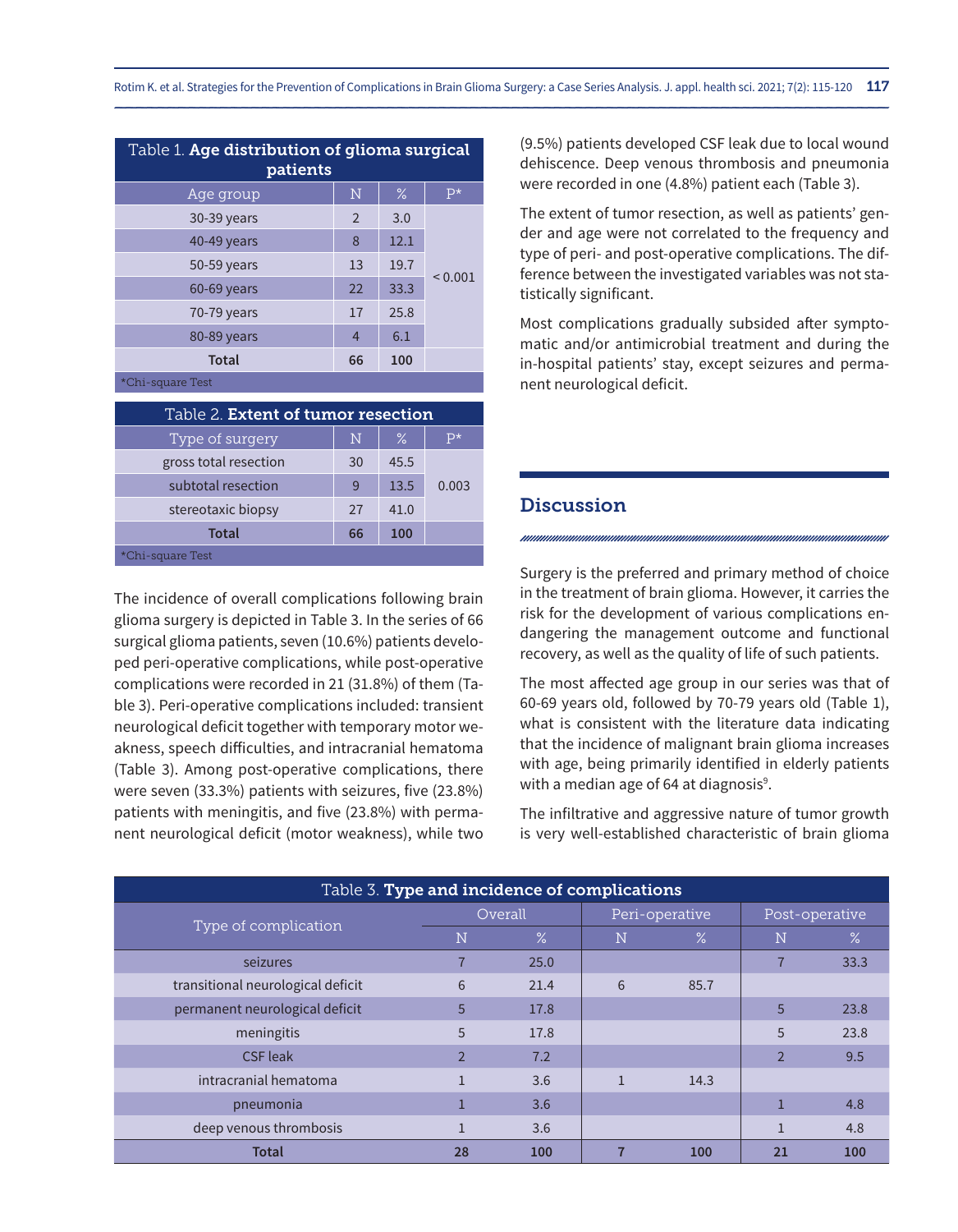Table 1. **Age distribution of glioma surgical patients**

| Age group | N | % | P* |
|---|---|---|---|
| 30-39 years | 2 | 3.0 | < 0.001 |
| 40-49 years | 8 | 12.1 | |
| 50-59 years | 13 | 19.7 | |
| 60-69 years | 22 | 33.3 | |
| 70-79 years | 17 | 25.8 | |
| 80-89 years | 4 | 6.1 | |
| **Total** | **66** | **100** | |

*Chi-square Test

Table 2. **Extent of tumor resection**

| Type of surgery | N | % | P* |
|---|---|---|---|
| gross total resection | 30 | 45.5 | 0.003 |
| subtotal resection | 9 | 13.5 | |
| stereotaxic biopsy | 27 | 41.0 | |
| **Total** | **66** | **100** | |

*Chi-square Test

The incidence of overall complications following brain glioma surgery is depicted in Table 3. In the series of 66 surgical glioma patients, seven (10.6%) patients developed peri-operative complications, while post-operative complications were recorded in 21 (31.8%) of them (Table 3). Peri-operative complications included: transient neurological deficit together with temporary motor weakness, speech difficulties, and intracranial hematoma (Table 3). Among post-operative complications, there were seven (33.3%) patients with seizures, five (23.8%) patients with meningitis, and five (23.8%) with permanent neurological deficit (motor weakness), while two (9.5%) patients developed CSF leak due to local wound dehiscence. Deep venous thrombosis and pneumonia were recorded in one (4.8%) patient each (Table 3).

The extent of tumor resection, as well as patients' gender and age were not correlated to the frequency and type of peri- and post-operative complications. The difference between the investigated variables was not statistically significant.

Most complications gradually subsided after symptomatic and/or antimicrobial treatment and during the in-hospital patients' stay, except seizures and permanent neurological deficit.

## Discussion

Surgery is the preferred and primary method of choice in the treatment of brain glioma. However, it carries the risk for the development of various complications endangering the management outcome and functional recovery, as well as the quality of life of such patients.

The most affected age group in our series was that of 60-69 years old, followed by 70-79 years old (Table 1), what is consistent with the literature data indicating that the incidence of malignant brain glioma increases with age, being primarily identified in elderly patients with a median age of 64 at diagnosis[9].

The infiltrative and aggressive nature of tumor growth is very well-established characteristic of brain glioma

Table 3. **Type and incidence of complications**

| Type of complication | Overall | | Peri-operative | | Post-operative | |
|---|---|---|---|---|---|---|
| | N | % | N | % | N | % |
| seizures | 7 | 25.0 | | | 7 | 33.3 |
| transitional neurological deficit | 6 | 21.4 | 6 | 85.7 | | |
| permanent neurological deficit | 5 | 17.8 | | | 5 | 23.8 |
| meningitis | 5 | 17.8 | | | 5 | 23.8 |
| CSF leak | 2 | 7.2 | | | 2 | 9.5 |
| intracranial hematoma | 1 | 3.6 | 1 | 14.3 | | |
| pneumonia | 1 | 3.6 | | | 1 | 4.8 |
| deep venous thrombosis | 1 | 3.6 | | | 1 | 4.8 |
| **Total** | **28** | **100** | **7** | **100** | **21** | **100** |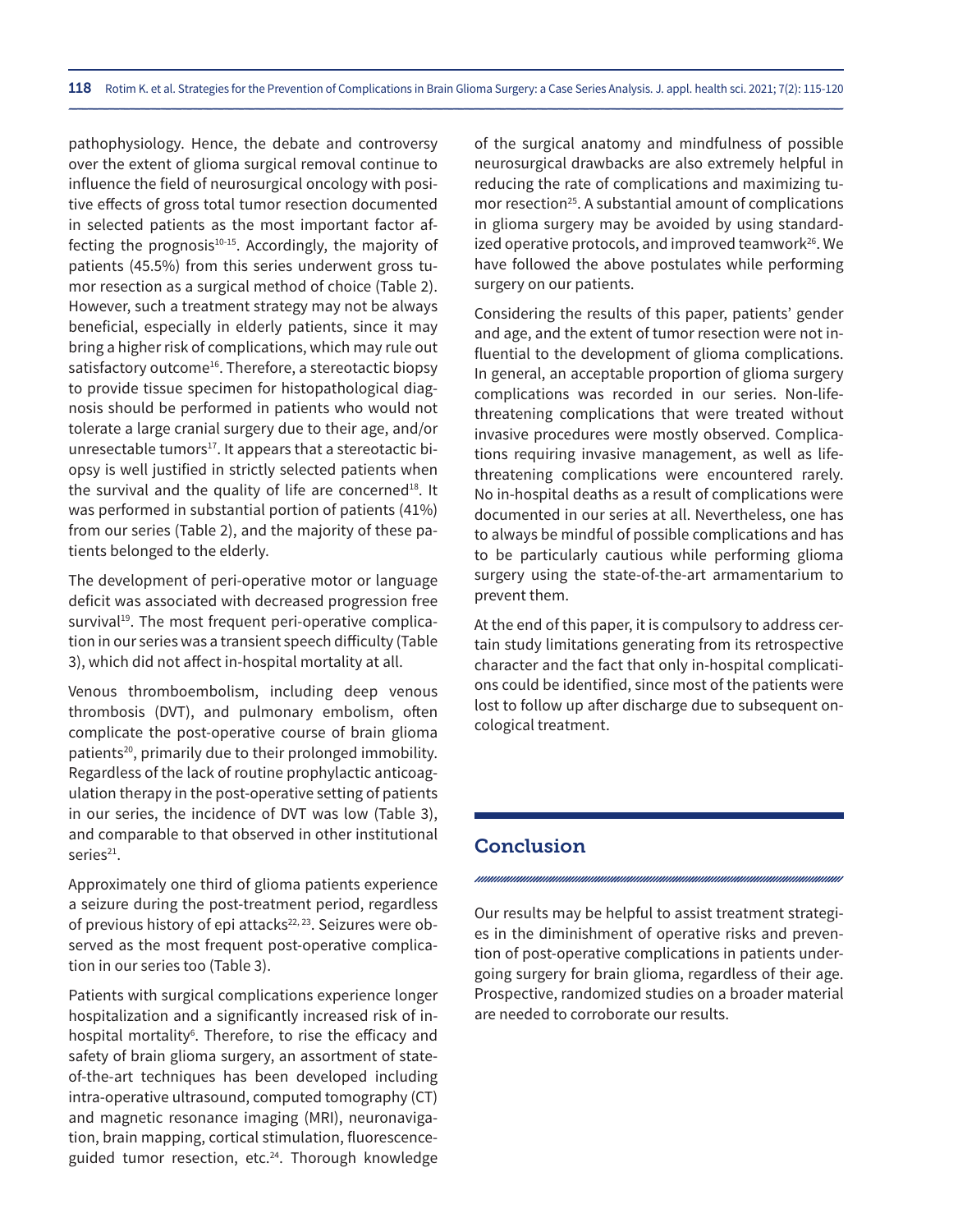pathophysiology. Hence, the debate and controversy over the extent of glioma surgical removal continue to influence the field of neurosurgical oncology with positive effects of gross total tumor resection documented in selected patients as the most important factor affecting the prognosis[10-15]. Accordingly, the majority of patients (45.5%) from this series underwent gross tumor resection as a surgical method of choice (Table 2). However, such a treatment strategy may not be always beneficial, especially in elderly patients, since it may bring a higher risk of complications, which may rule out satisfactory outcome[16]. Therefore, a stereotactic biopsy to provide tissue specimen for histopathological diagnosis should be performed in patients who would not tolerate a large cranial surgery due to their age, and/or unresectable tumors[17]. It appears that a stereotactic biopsy is well justified in strictly selected patients when the survival and the quality of life are concerned[18]. It was performed in substantial portion of patients (41%) from our series (Table 2), and the majority of these patients belonged to the elderly.

The development of peri-operative motor or language deficit was associated with decreased progression free survival[19]. The most frequent peri-operative complication in our series was a transient speech difficulty (Table 3), which did not affect in-hospital mortality at all.

Venous thromboembolism, including deep venous thrombosis (DVT), and pulmonary embolism, often complicate the post-operative course of brain glioma patients[20], primarily due to their prolonged immobility. Regardless of the lack of routine prophylactic anticoagulation therapy in the post-operative setting of patients in our series, the incidence of DVT was low (Table 3), and comparable to that observed in other institutional series[21].

Approximately one third of glioma patients experience a seizure during the post-treatment period, regardless of previous history of epi attacks[22, 23]. Seizures were observed as the most frequent post-operative complication in our series too (Table 3).

Patients with surgical complications experience longer hospitalization and a significantly increased risk of in-hospital mortality[6]. Therefore, to rise the efficacy and safety of brain glioma surgery, an assortment of state-of-the-art techniques has been developed including intra-operative ultrasound, computed tomography (CT) and magnetic resonance imaging (MRI), neuronavigation, brain mapping, cortical stimulation, fluorescence-guided tumor resection, etc.[24]. Thorough knowledge of the surgical anatomy and mindfulness of possible neurosurgical drawbacks are also extremely helpful in reducing the rate of complications and maximizing tumor resection[25]. A substantial amount of complications in glioma surgery may be avoided by using standardized operative protocols, and improved teamwork[26]. We have followed the above postulates while performing surgery on our patients.

Considering the results of this paper, patients' gender and age, and the extent of tumor resection were not influential to the development of glioma complications. In general, an acceptable proportion of glioma surgery complications was recorded in our series. Non-life-threatening complications that were treated without invasive procedures were mostly observed. Complications requiring invasive management, as well as life-threatening complications were encountered rarely. No in-hospital deaths as a result of complications were documented in our series at all. Nevertheless, one has to always be mindful of possible complications and has to be particularly cautious while performing glioma surgery using the state-of-the-art armamentarium to prevent them.

At the end of this paper, it is compulsory to address certain study limitations generating from its retrospective character and the fact that only in-hospital complications could be identified, since most of the patients were lost to follow up after discharge due to subsequent oncological treatment.

## Conclusion

Our results may be helpful to assist treatment strategies in the diminishment of operative risks and prevention of post-operative complications in patients undergoing surgery for brain glioma, regardless of their age. Prospective, randomized studies on a broader material are needed to corroborate our results.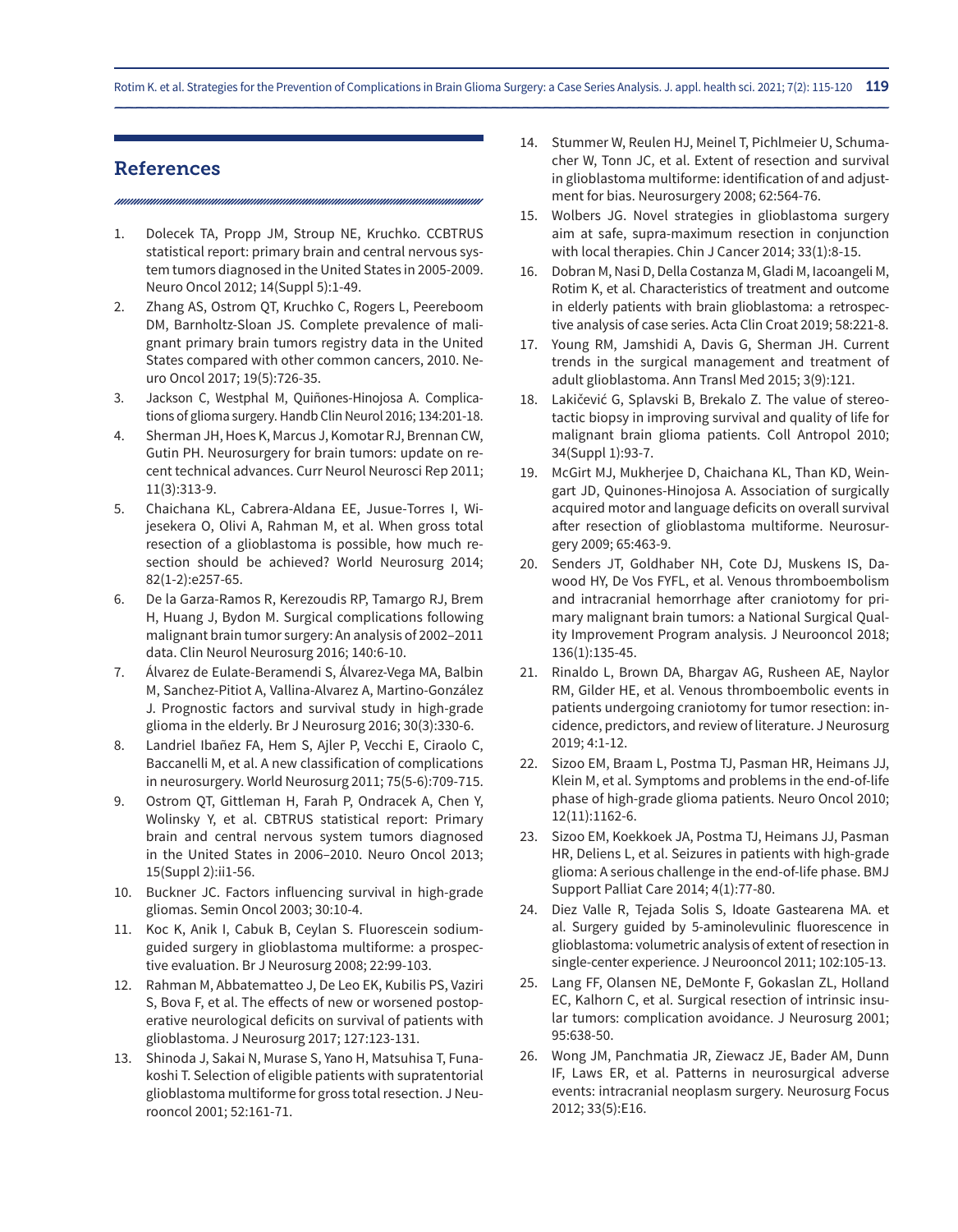## References

1. Dolecek TA, Propp JM, Stroup NE, Kruchko. CCBTRUS statistical report: primary brain and central nervous system tumors diagnosed in the United States in 2005-2009. Neuro Oncol 2012; 14(Suppl 5):1-49.
2. Zhang AS, Ostrom QT, Kruchko C, Rogers L, Peereboom DM, Barnholtz-Sloan JS. Complete prevalence of malignant primary brain tumors registry data in the United States compared with other common cancers, 2010. Neuro Oncol 2017; 19(5):726-35.
3. Jackson C, Westphal M, Quiñones-Hinojosa A. Complications of glioma surgery. Handb Clin Neurol 2016; 134:201-18.
4. Sherman JH, Hoes K, Marcus J, Komotar RJ, Brennan CW, Gutin PH. Neurosurgery for brain tumors: update on recent technical advances. Curr Neurol Neurosci Rep 2011; 11(3):313-9.
5. Chaichana KL, Cabrera-Aldana EE, Jusue-Torres I, Wijesekera O, Olivi A, Rahman M, et al. When gross total resection of a glioblastoma is possible, how much resection should be achieved? World Neurosurg 2014; 82(1-2):e257-65.
6. De la Garza-Ramos R, Kerezoudis RP, Tamargo RJ, Brem H, Huang J, Bydon M. Surgical complications following malignant brain tumor surgery: An analysis of 2002–2011 data. Clin Neurol Neurosurg 2016; 140:6-10.
7. Álvarez de Eulate-Beramendi S, Álvarez-Vega MA, Balbin M, Sanchez-Pitiot A, Vallina-Alvarez A, Martino-González J. Prognostic factors and survival study in high-grade glioma in the elderly. Br J Neurosurg 2016; 30(3):330-6.
8. Landriel Ibañez FA, Hem S, Ajler P, Vecchi E, Ciraolo C, Baccanelli M, et al. A new classification of complications in neurosurgery. World Neurosurg 2011; 75(5-6):709-715.
9. Ostrom QT, Gittleman H, Farah P, Ondracek A, Chen Y, Wolinsky Y, et al. CBTRUS statistical report: Primary brain and central nervous system tumors diagnosed in the United States in 2006–2010. Neuro Oncol 2013; 15(Suppl 2):ii1-56.
10. Buckner JC. Factors influencing survival in high-grade gliomas. Semin Oncol 2003; 30:10-4.
11. Koc K, Anik I, Cabuk B, Ceylan S. Fluorescein sodium-guided surgery in glioblastoma multiforme: a prospective evaluation. Br J Neurosurg 2008; 22:99-103.
12. Rahman M, Abbatematteo J, De Leo EK, Kubilis PS, Vaziri S, Bova F, et al. The effects of new or worsened postoperative neurological deficits on survival of patients with glioblastoma. J Neurosurg 2017; 127:123-131.
13. Shinoda J, Sakai N, Murase S, Yano H, Matsuhisa T, Funakoshi T. Selection of eligible patients with supratentorial glioblastoma multiforme for gross total resection. J Neurooncol 2001; 52:161-71.
14. Stummer W, Reulen HJ, Meinel T, Pichlmeier U, Schumacher W, Tonn JC, et al. Extent of resection and survival in glioblastoma multiforme: identification of and adjustment for bias. Neurosurgery 2008; 62:564-76.
15. Wolbers JG. Novel strategies in glioblastoma surgery aim at safe, supra-maximum resection in conjunction with local therapies. Chin J Cancer 2014; 33(1):8-15.
16. Dobran M, Nasi D, Della Costanza M, Gladi M, Iacoangeli M, Rotim K, et al. Characteristics of treatment and outcome in elderly patients with brain glioblastoma: a retrospective analysis of case series. Acta Clin Croat 2019; 58:221-8.
17. Young RM, Jamshidi A, Davis G, Sherman JH. Current trends in the surgical management and treatment of adult glioblastoma. Ann Transl Med 2015; 3(9):121.
18. Lakičević G, Splavski B, Brekalo Z. The value of stereotactic biopsy in improving survival and quality of life for malignant brain glioma patients. Coll Antropol 2010; 34(Suppl 1):93-7.
19. McGirt MJ, Mukherjee D, Chaichana KL, Than KD, Weingart JD, Quinones-Hinojosa A. Association of surgically acquired motor and language deficits on overall survival after resection of glioblastoma multiforme. Neurosurgery 2009; 65:463-9.
20. Senders JT, Goldhaber NH, Cote DJ, Muskens IS, Dawood HY, De Vos FYFL, et al. Venous thromboembolism and intracranial hemorrhage after craniotomy for primary malignant brain tumors: a National Surgical Quality Improvement Program analysis. J Neurooncol 2018; 136(1):135-45.
21. Rinaldo L, Brown DA, Bhargav AG, Rusheen AE, Naylor RM, Gilder HE, et al. Venous thromboembolic events in patients undergoing craniotomy for tumor resection: incidence, predictors, and review of literature. J Neurosurg 2019; 4:1-12.
22. Sizoo EM, Braam L, Postma TJ, Pasman HR, Heimans JJ, Klein M, et al. Symptoms and problems in the end-of-life phase of high-grade glioma patients. Neuro Oncol 2010; 12(11):1162-6.
23. Sizoo EM, Koekkoek JA, Postma TJ, Heimans JJ, Pasman HR, Deliens L, et al. Seizures in patients with high-grade glioma: A serious challenge in the end-of-life phase. BMJ Support Palliat Care 2014; 4(1):77-80.
24. Diez Valle R, Tejada Solis S, Idoate Gastearena MA. et al. Surgery guided by 5-aminolevulinic fluorescence in glioblastoma: volumetric analysis of extent of resection in single-center experience. J Neurooncol 2011; 102:105-13.
25. Lang FF, Olansen NE, DeMonte F, Gokaslan ZL, Holland EC, Kalhorn C, et al. Surgical resection of intrinsic insular tumors: complication avoidance. J Neurosurg 2001; 95:638-50.
26. Wong JM, Panchmatia JR, Ziewacz JE, Bader AM, Dunn IF, Laws ER, et al. Patterns in neurosurgical adverse events: intracranial neoplasm surgery. Neurosurg Focus 2012; 33(5):E16.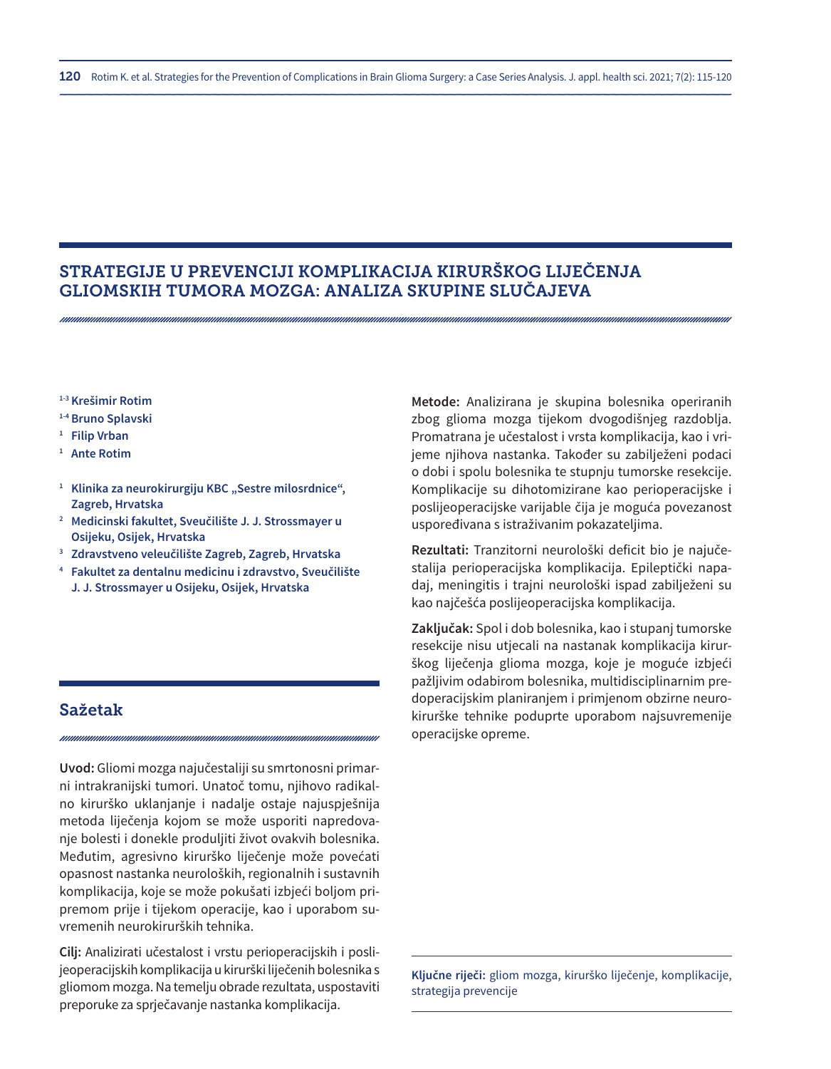# STRATEGIJE U PREVENCIJI KOMPLIKACIJA KIRURŠKOG LIJEČENJA GLIOMSKIH TUMORA MOZGA: ANALIZA SKUPINE SLUČAJEVA

[1-3] **Krešimir Rotim**
[1-4] **Bruno Splavski**
[1] **Filip Vrban**
[1] **Ante Rotim**

[1] **Klinika za neurokirurgiju KBC „Sestre milosrdnice", Zagreb, Hrvatska**
[2] **Medicinski fakultet, Sveučilište J. J. Strossmayer u Osijeku, Osijek, Hrvatska**
[3] **Zdravstveno veleučilište Zagreb, Zagreb, Hrvatska**
[4] **Fakultet za dentalnu medicinu i zdravstvo, Sveučilište J. J. Strossmayer u Osijeku, Osijek, Hrvatska**

## Sažetak

**Uvod:** Gliomi mozga najučestaliji su smrtonosni primarni intrakranijski tumori. Unatoč tomu, njihovo radikalno kirurško uklanjanje i nadalje ostaje najuspješnija metoda liječenja kojom se može usporiti napredovanje bolesti i donekle produljiti život ovakvih bolesnika. Međutim, agresivno kirurško liječenje može povećati opasnost nastanka neuroloških, regionalnih i sustavnih komplikacija, koje se može pokušati izbjeći boljom pripremom prije i tijekom operacije, kao i uporabom suvremenih neurokirurških tehnika.

**Cilj:** Analizirati učestalost i vrstu perioperacijskih i poslijeoperacijskih komplikacija u kirurški liječenih bolesnika s gliomom mozga. Na temelju obrade rezultata, uspostaviti preporuke za sprječavanje nastanka komplikacija.

**Metode:** Analizirana je skupina bolesnika operiranih zbog glioma mozga tijekom dvogodišnjeg razdoblja. Promatrana je učestalost i vrsta komplikacija, kao i vrijeme njihova nastanka. Također su zabilježeni podaci o dobi i spolu bolesnika te stupnju tumorske resekcije. Komplikacije su dihotomizirane kao perioperacijske i poslijeoperacijske varijable čija je moguća povezanost uspoređivana s istraživanim pokazateljima.

**Rezultati:** Tranzitorni neurološki deficit bio je najučestalija perioperacijska komplikacija. Epileptički napadaj, meningitis i trajni neurološki ispad zabilježeni su kao najčešća poslijeoperacijska komplikacija.

**Zaključak:** Spol i dob bolesnika, kao i stupanj tumorske resekcije nisu utjecali na nastanak komplikacija kirurškog liječenja glioma mozga, koje je moguće izbjeći pažljivim odabirom bolesnika, multidisciplinarnim predoperacijskim planiranjem i primjenom obzirne neurokirurške tehnike poduprte uporabom najsuvremenije operacijske opreme.

**Ključne riječi:** gliom mozga, kirurško liječenje, komplikacije, strategija prevencije